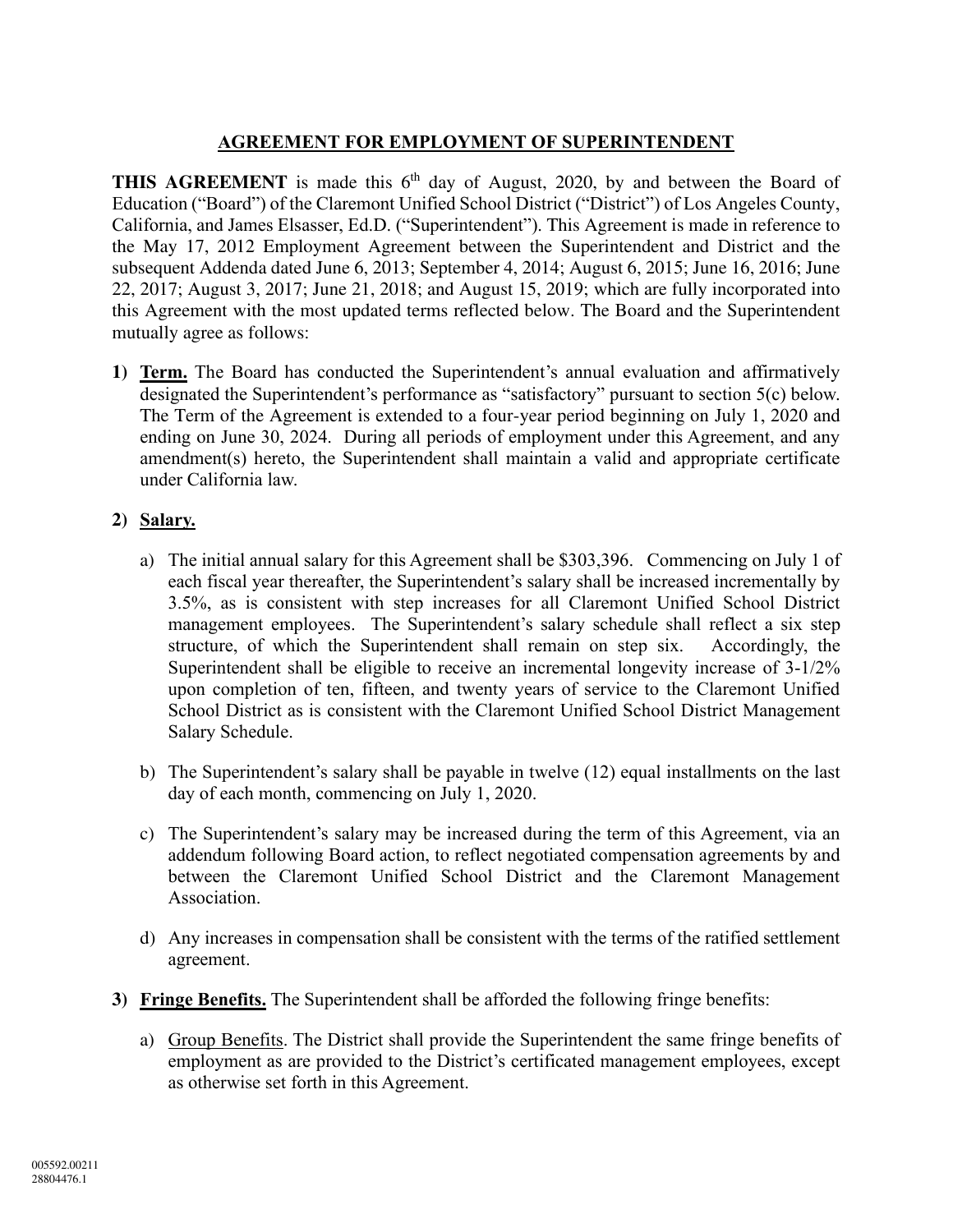# AGREEMENT FOR EMPLOYMENT OF SUPERINTENDENT

**THIS AGREEMENT** is made this 6th day of August, 2020, by and between the Board of Education ("Board") of the Claremont Unified School District ("District") of Los Angeles County, California, and James Elsasser, Ed.D. ("Superintendent"). This Agreement is made in reference to the May 17, 2012 Employment Agreement between the Superintendent and District and the subsequent Addenda dated June 6, 2013; September 4, 2014; August 6, 2015; June 16, 2016; June 22, 2017; August 3, 2017; June 21, 2018; and August 15, 2019; which are fully incorporated into this Agreement with the most updated terms reflected below. The Board and the Superintendent mutually agree as follows:

1) **Term.** The Board has conducted the Superintendent's annual evaluation and affirmatively designated the Superintendent's performance as "satisfactory" pursuant to section 5(c) below. The Term of the Agreement is extended to a four-year period beginning on July 1, 2020 and ending on June 30, 2024. During all periods of employment under this Agreement, and any amendment(s) hereto, the Superintendent shall maintain a valid and appropriate certificate under California law.

2) **Salary.**

   a) The initial annual salary for this Agreement shall be $303,396. Commencing on July 1 of each fiscal year thereafter, the Superintendent's salary shall be increased incrementally by 3.5%, as is consistent with step increases for all Claremont Unified School District management employees. The Superintendent's salary schedule shall reflect a six step structure, of which the Superintendent shall remain on step six. Accordingly, the Superintendent shall be eligible to receive an incremental longevity increase of 3-1/2% upon completion of ten, fifteen, and twenty years of service to the Claremont Unified School District as is consistent with the Claremont Unified School District Management Salary Schedule.

   b) The Superintendent's salary shall be payable in twelve (12) equal installments on the last day of each month, commencing on July 1, 2020.

   c) The Superintendent's salary may be increased during the term of this Agreement, via an addendum following Board action, to reflect negotiated compensation agreements by and between the Claremont Unified School District and the Claremont Management Association.

   d) Any increases in compensation shall be consistent with the terms of the ratified settlement agreement.

3) **Fringe Benefits.** The Superintendent shall be afforded the following fringe benefits:

   a) Group Benefits. The District shall provide the Superintendent the same fringe benefits of employment as are provided to the District's certificated management employees, except as otherwise set forth in this Agreement.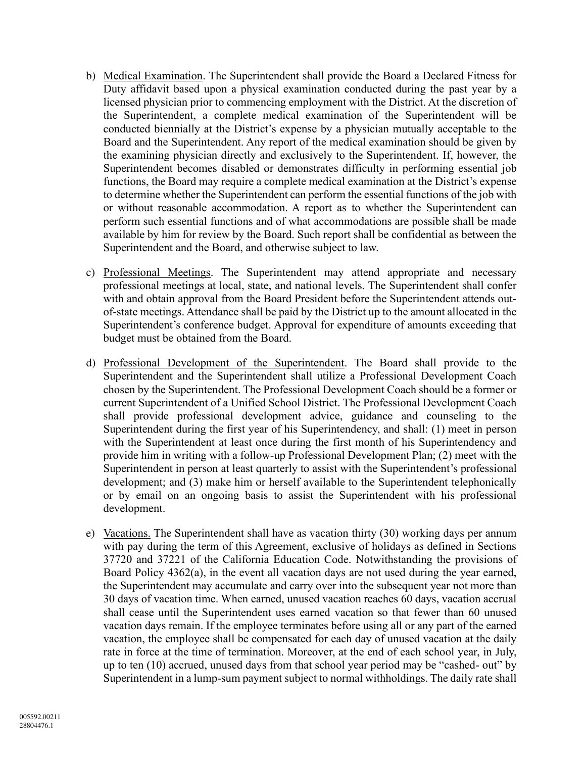b) Medical Examination. The Superintendent shall provide the Board a Declared Fitness for Duty affidavit based upon a physical examination conducted during the past year by a licensed physician prior to commencing employment with the District. At the discretion of the Superintendent, a complete medical examination of the Superintendent will be conducted biennially at the District's expense by a physician mutually acceptable to the Board and the Superintendent. Any report of the medical examination should be given by the examining physician directly and exclusively to the Superintendent. If, however, the Superintendent becomes disabled or demonstrates difficulty in performing essential job functions, the Board may require a complete medical examination at the District's expense to determine whether the Superintendent can perform the essential functions of the job with or without reasonable accommodation. A report as to whether the Superintendent can perform such essential functions and of what accommodations are possible shall be made available by him for review by the Board. Such report shall be confidential as between the Superintendent and the Board, and otherwise subject to law.

c) Professional Meetings. The Superintendent may attend appropriate and necessary professional meetings at local, state, and national levels. The Superintendent shall confer with and obtain approval from the Board President before the Superintendent attends out-of-state meetings. Attendance shall be paid by the District up to the amount allocated in the Superintendent's conference budget. Approval for expenditure of amounts exceeding that budget must be obtained from the Board.

d) Professional Development of the Superintendent. The Board shall provide to the Superintendent and the Superintendent shall utilize a Professional Development Coach chosen by the Superintendent. The Professional Development Coach should be a former or current Superintendent of a Unified School District. The Professional Development Coach shall provide professional development advice, guidance and counseling to the Superintendent during the first year of his Superintendency, and shall: (1) meet in person with the Superintendent at least once during the first month of his Superintendency and provide him in writing with a follow-up Professional Development Plan; (2) meet with the Superintendent in person at least quarterly to assist with the Superintendent's professional development; and (3) make him or herself available to the Superintendent telephonically or by email on an ongoing basis to assist the Superintendent with his professional development.

e) Vacations. The Superintendent shall have as vacation thirty (30) working days per annum with pay during the term of this Agreement, exclusive of holidays as defined in Sections 37720 and 37221 of the California Education Code. Notwithstanding the provisions of Board Policy 4362(a), in the event all vacation days are not used during the year earned, the Superintendent may accumulate and carry over into the subsequent year not more than 30 days of vacation time. When earned, unused vacation reaches 60 days, vacation accrual shall cease until the Superintendent uses earned vacation so that fewer than 60 unused vacation days remain. If the employee terminates before using all or any part of the earned vacation, the employee shall be compensated for each day of unused vacation at the daily rate in force at the time of termination. Moreover, at the end of each school year, in July, up to ten (10) accrued, unused days from that school year period may be "cashed- out" by Superintendent in a lump-sum payment subject to normal withholdings. The daily rate shall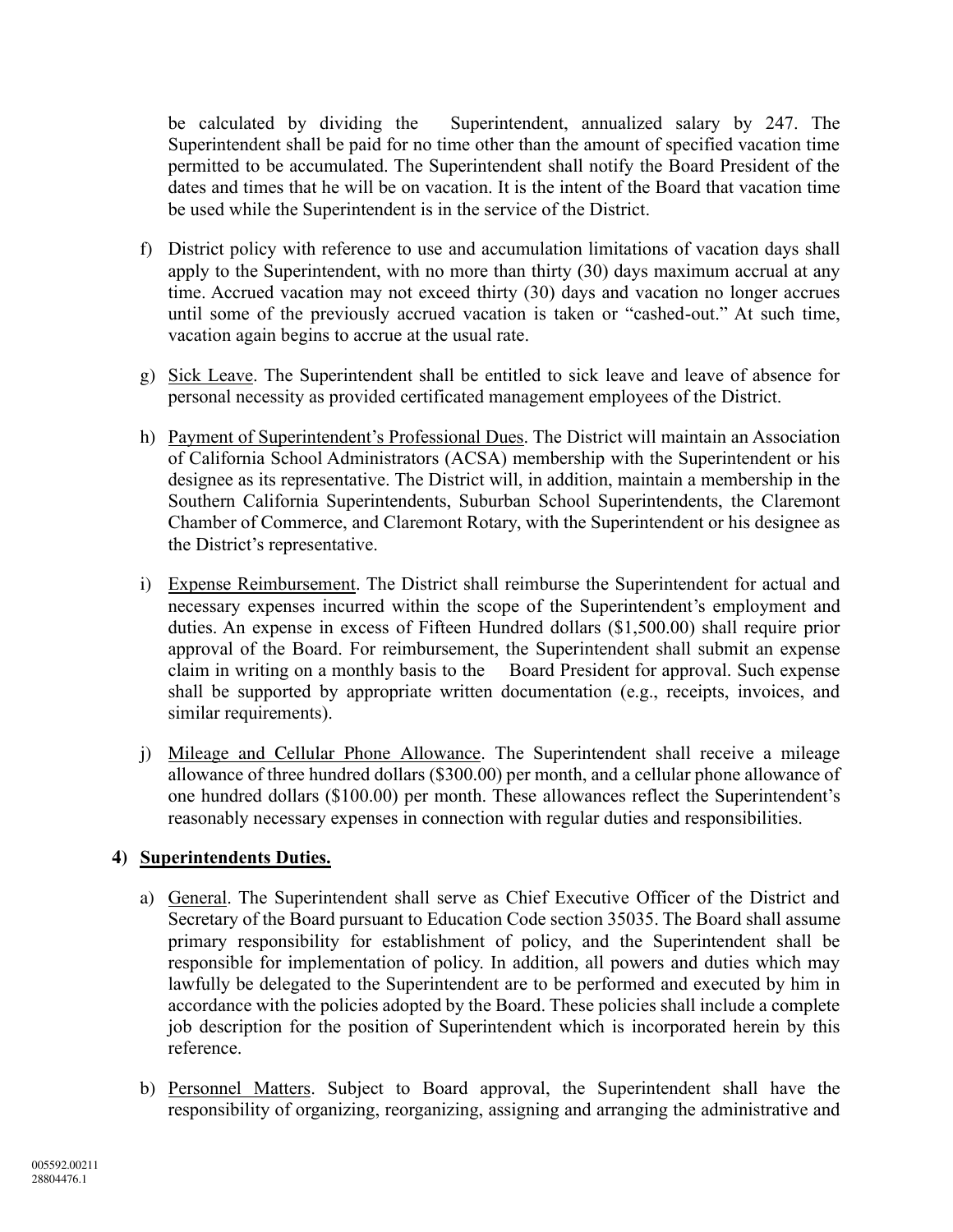be calculated by dividing the Superintendent, annualized salary by 247. The Superintendent shall be paid for no time other than the amount of specified vacation time permitted to be accumulated. The Superintendent shall notify the Board President of the dates and times that he will be on vacation. It is the intent of the Board that vacation time be used while the Superintendent is in the service of the District.

f) District policy with reference to use and accumulation limitations of vacation days shall apply to the Superintendent, with no more than thirty (30) days maximum accrual at any time. Accrued vacation may not exceed thirty (30) days and vacation no longer accrues until some of the previously accrued vacation is taken or "cashed-out." At such time, vacation again begins to accrue at the usual rate.

g) Sick Leave. The Superintendent shall be entitled to sick leave and leave of absence for personal necessity as provided certificated management employees of the District.

h) Payment of Superintendent's Professional Dues. The District will maintain an Association of California School Administrators (ACSA) membership with the Superintendent or his designee as its representative. The District will, in addition, maintain a membership in the Southern California Superintendents, Suburban School Superintendents, the Claremont Chamber of Commerce, and Claremont Rotary, with the Superintendent or his designee as the District's representative.

i) Expense Reimbursement. The District shall reimburse the Superintendent for actual and necessary expenses incurred within the scope of the Superintendent's employment and duties. An expense in excess of Fifteen Hundred dollars ($1,500.00) shall require prior approval of the Board. For reimbursement, the Superintendent shall submit an expense claim in writing on a monthly basis to the Board President for approval. Such expense shall be supported by appropriate written documentation (e.g., receipts, invoices, and similar requirements).

j) Mileage and Cellular Phone Allowance. The Superintendent shall receive a mileage allowance of three hundred dollars ($300.00) per month, and a cellular phone allowance of one hundred dollars ($100.00) per month. These allowances reflect the Superintendent's reasonably necessary expenses in connection with regular duties and responsibilities.

**4) Superintendents Duties.**

a) General. The Superintendent shall serve as Chief Executive Officer of the District and Secretary of the Board pursuant to Education Code section 35035. The Board shall assume primary responsibility for establishment of policy, and the Superintendent shall be responsible for implementation of policy. In addition, all powers and duties which may lawfully be delegated to the Superintendent are to be performed and executed by him in accordance with the policies adopted by the Board. These policies shall include a complete job description for the position of Superintendent which is incorporated herein by this reference.

b) Personnel Matters. Subject to Board approval, the Superintendent shall have the responsibility of organizing, reorganizing, assigning and arranging the administrative and

005592.00211
28804476.1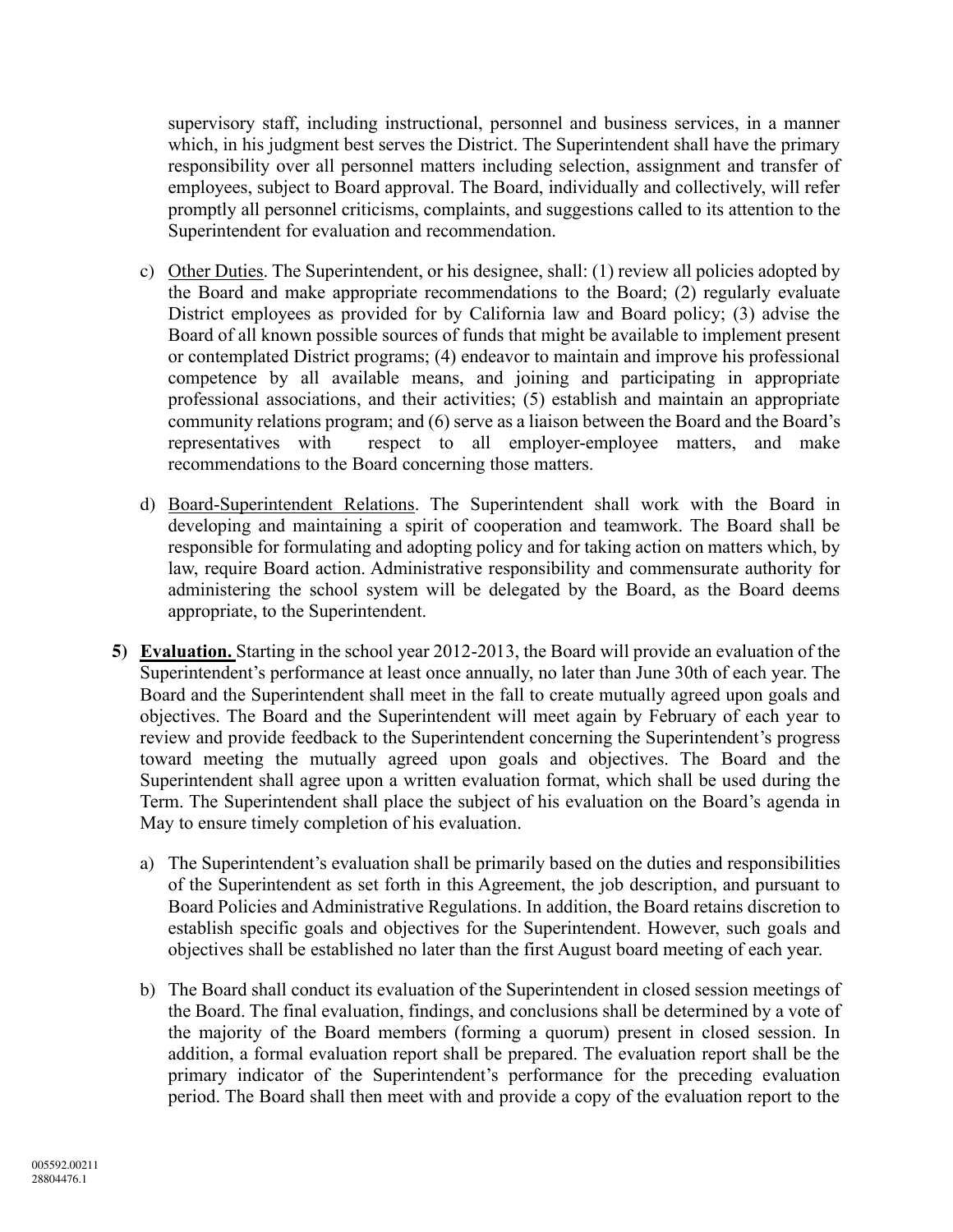supervisory staff, including instructional, personnel and business services, in a manner which, in his judgment best serves the District. The Superintendent shall have the primary responsibility over all personnel matters including selection, assignment and transfer of employees, subject to Board approval. The Board, individually and collectively, will refer promptly all personnel criticisms, complaints, and suggestions called to its attention to the Superintendent for evaluation and recommendation.

c) Other Duties. The Superintendent, or his designee, shall: (1) review all policies adopted by the Board and make appropriate recommendations to the Board; (2) regularly evaluate District employees as provided for by California law and Board policy; (3) advise the Board of all known possible sources of funds that might be available to implement present or contemplated District programs; (4) endeavor to maintain and improve his professional competence by all available means, and joining and participating in appropriate professional associations, and their activities; (5) establish and maintain an appropriate community relations program; and (6) serve as a liaison between the Board and the Board's representatives with respect to all employer-employee matters, and make recommendations to the Board concerning those matters.

d) Board-Superintendent Relations. The Superintendent shall work with the Board in developing and maintaining a spirit of cooperation and teamwork. The Board shall be responsible for formulating and adopting policy and for taking action on matters which, by law, require Board action. Administrative responsibility and commensurate authority for administering the school system will be delegated by the Board, as the Board deems appropriate, to the Superintendent.

**5) Evaluation.** Starting in the school year 2012-2013, the Board will provide an evaluation of the Superintendent's performance at least once annually, no later than June 30th of each year. The Board and the Superintendent shall meet in the fall to create mutually agreed upon goals and objectives. The Board and the Superintendent will meet again by February of each year to review and provide feedback to the Superintendent concerning the Superintendent's progress toward meeting the mutually agreed upon goals and objectives. The Board and the Superintendent shall agree upon a written evaluation format, which shall be used during the Term. The Superintendent shall place the subject of his evaluation on the Board's agenda in May to ensure timely completion of his evaluation.

a) The Superintendent's evaluation shall be primarily based on the duties and responsibilities of the Superintendent as set forth in this Agreement, the job description, and pursuant to Board Policies and Administrative Regulations. In addition, the Board retains discretion to establish specific goals and objectives for the Superintendent. However, such goals and objectives shall be established no later than the first August board meeting of each year.

b) The Board shall conduct its evaluation of the Superintendent in closed session meetings of the Board. The final evaluation, findings, and conclusions shall be determined by a vote of the majority of the Board members (forming a quorum) present in closed session. In addition, a formal evaluation report shall be prepared. The evaluation report shall be the primary indicator of the Superintendent's performance for the preceding evaluation period. The Board shall then meet with and provide a copy of the evaluation report to the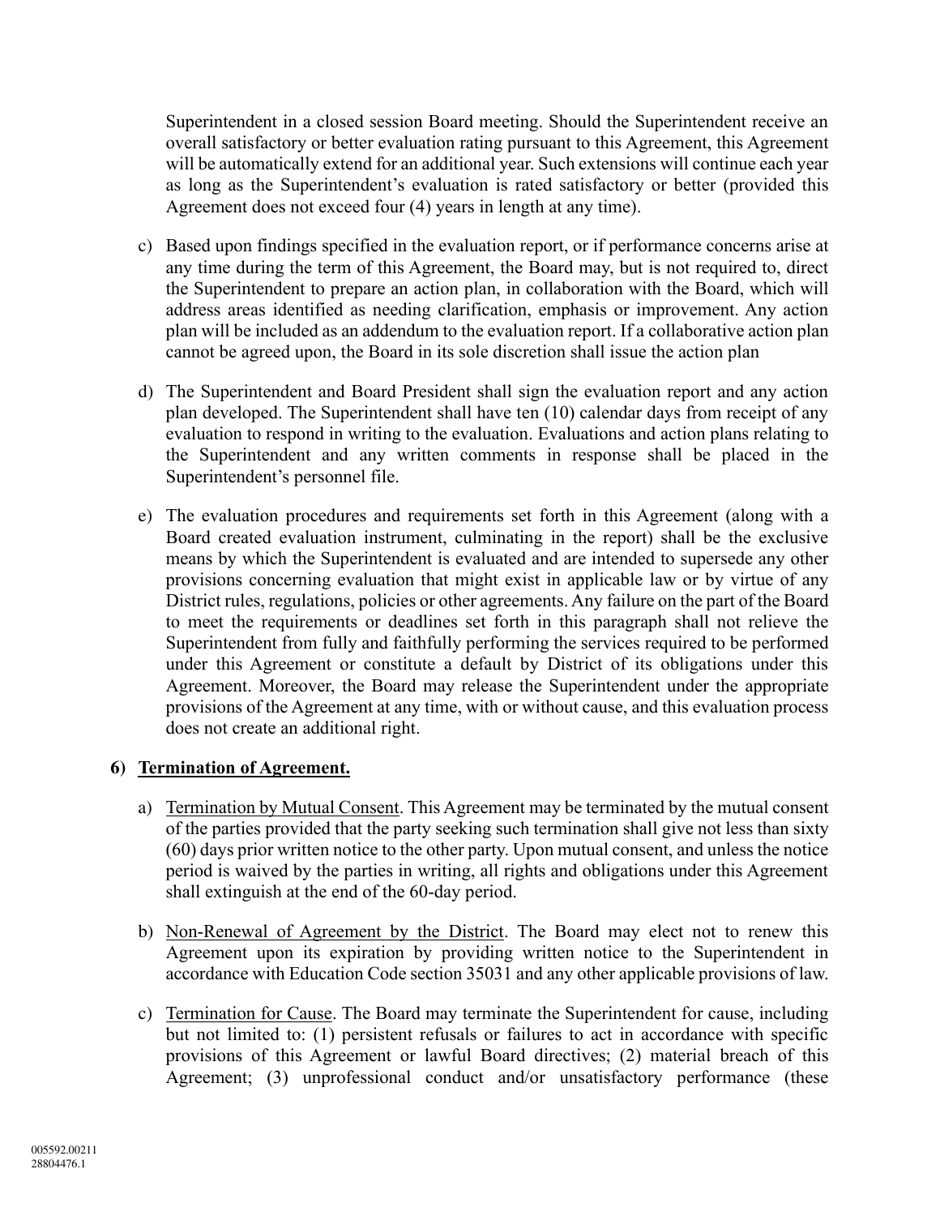Superintendent in a closed session Board meeting. Should the Superintendent receive an overall satisfactory or better evaluation rating pursuant to this Agreement, this Agreement will be automatically extend for an additional year. Such extensions will continue each year as long as the Superintendent's evaluation is rated satisfactory or better (provided this Agreement does not exceed four (4) years in length at any time).

c) Based upon findings specified in the evaluation report, or if performance concerns arise at any time during the term of this Agreement, the Board may, but is not required to, direct the Superintendent to prepare an action plan, in collaboration with the Board, which will address areas identified as needing clarification, emphasis or improvement. Any action plan will be included as an addendum to the evaluation report. If a collaborative action plan cannot be agreed upon, the Board in its sole discretion shall issue the action plan

d) The Superintendent and Board President shall sign the evaluation report and any action plan developed. The Superintendent shall have ten (10) calendar days from receipt of any evaluation to respond in writing to the evaluation. Evaluations and action plans relating to the Superintendent and any written comments in response shall be placed in the Superintendent's personnel file.

e) The evaluation procedures and requirements set forth in this Agreement (along with a Board created evaluation instrument, culminating in the report) shall be the exclusive means by which the Superintendent is evaluated and are intended to supersede any other provisions concerning evaluation that might exist in applicable law or by virtue of any District rules, regulations, policies or other agreements. Any failure on the part of the Board to meet the requirements or deadlines set forth in this paragraph shall not relieve the Superintendent from fully and faithfully performing the services required to be performed under this Agreement or constitute a default by District of its obligations under this Agreement. Moreover, the Board may release the Superintendent under the appropriate provisions of the Agreement at any time, with or without cause, and this evaluation process does not create an additional right.

**6) Termination of Agreement.**

a) Termination by Mutual Consent. This Agreement may be terminated by the mutual consent of the parties provided that the party seeking such termination shall give not less than sixty (60) days prior written notice to the other party. Upon mutual consent, and unless the notice period is waived by the parties in writing, all rights and obligations under this Agreement shall extinguish at the end of the 60-day period.

b) Non-Renewal of Agreement by the District. The Board may elect not to renew this Agreement upon its expiration by providing written notice to the Superintendent in accordance with Education Code section 35031 and any other applicable provisions of law.

c) Termination for Cause. The Board may terminate the Superintendent for cause, including but not limited to: (1) persistent refusals or failures to act in accordance with specific provisions of this Agreement or lawful Board directives; (2) material breach of this Agreement; (3) unprofessional conduct and/or unsatisfactory performance (these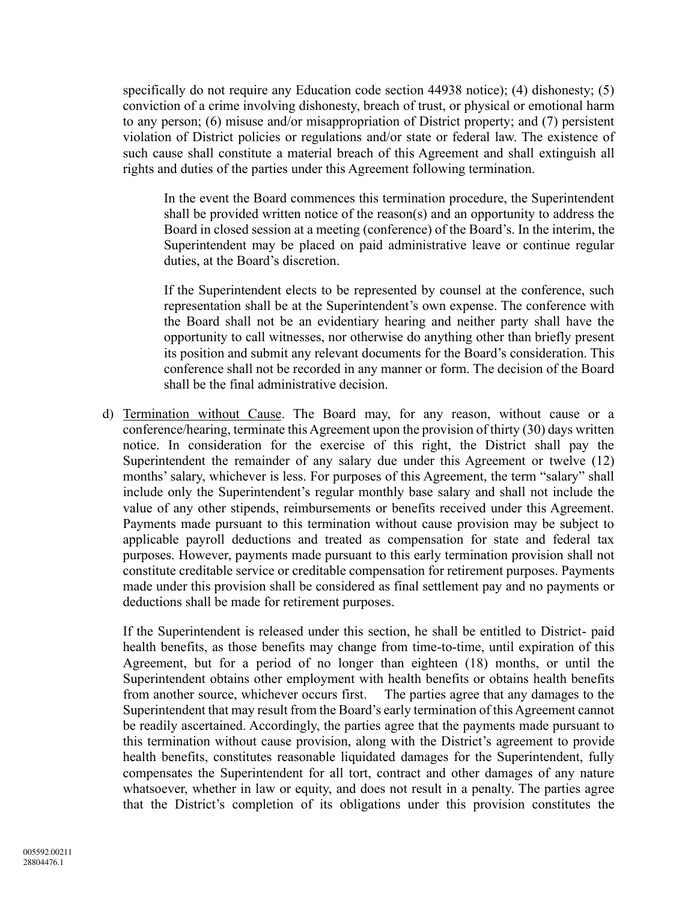specifically do not require any Education code section 44938 notice); (4) dishonesty; (5) conviction of a crime involving dishonesty, breach of trust, or physical or emotional harm to any person; (6) misuse and/or misappropriation of District property; and (7) persistent violation of District policies or regulations and/or state or federal law. The existence of such cause shall constitute a material breach of this Agreement and shall extinguish all rights and duties of the parties under this Agreement following termination.

In the event the Board commences this termination procedure, the Superintendent shall be provided written notice of the reason(s) and an opportunity to address the Board in closed session at a meeting (conference) of the Board's. In the interim, the Superintendent may be placed on paid administrative leave or continue regular duties, at the Board's discretion.

If the Superintendent elects to be represented by counsel at the conference, such representation shall be at the Superintendent's own expense. The conference with the Board shall not be an evidentiary hearing and neither party shall have the opportunity to call witnesses, nor otherwise do anything other than briefly present its position and submit any relevant documents for the Board's consideration. This conference shall not be recorded in any manner or form. The decision of the Board shall be the final administrative decision.

d) Termination without Cause. The Board may, for any reason, without cause or a conference/hearing, terminate this Agreement upon the provision of thirty (30) days written notice. In consideration for the exercise of this right, the District shall pay the Superintendent the remainder of any salary due under this Agreement or twelve (12) months' salary, whichever is less. For purposes of this Agreement, the term "salary" shall include only the Superintendent's regular monthly base salary and shall not include the value of any other stipends, reimbursements or benefits received under this Agreement. Payments made pursuant to this termination without cause provision may be subject to applicable payroll deductions and treated as compensation for state and federal tax purposes. However, payments made pursuant to this early termination provision shall not constitute creditable service or creditable compensation for retirement purposes. Payments made under this provision shall be considered as final settlement pay and no payments or deductions shall be made for retirement purposes.

If the Superintendent is released under this section, he shall be entitled to District- paid health benefits, as those benefits may change from time-to-time, until expiration of this Agreement, but for a period of no longer than eighteen (18) months, or until the Superintendent obtains other employment with health benefits or obtains health benefits from another source, whichever occurs first. The parties agree that any damages to the Superintendent that may result from the Board's early termination of this Agreement cannot be readily ascertained. Accordingly, the parties agree that the payments made pursuant to this termination without cause provision, along with the District's agreement to provide health benefits, constitutes reasonable liquidated damages for the Superintendent, fully compensates the Superintendent for all tort, contract and other damages of any nature whatsoever, whether in law or equity, and does not result in a penalty. The parties agree that the District's completion of its obligations under this provision constitutes the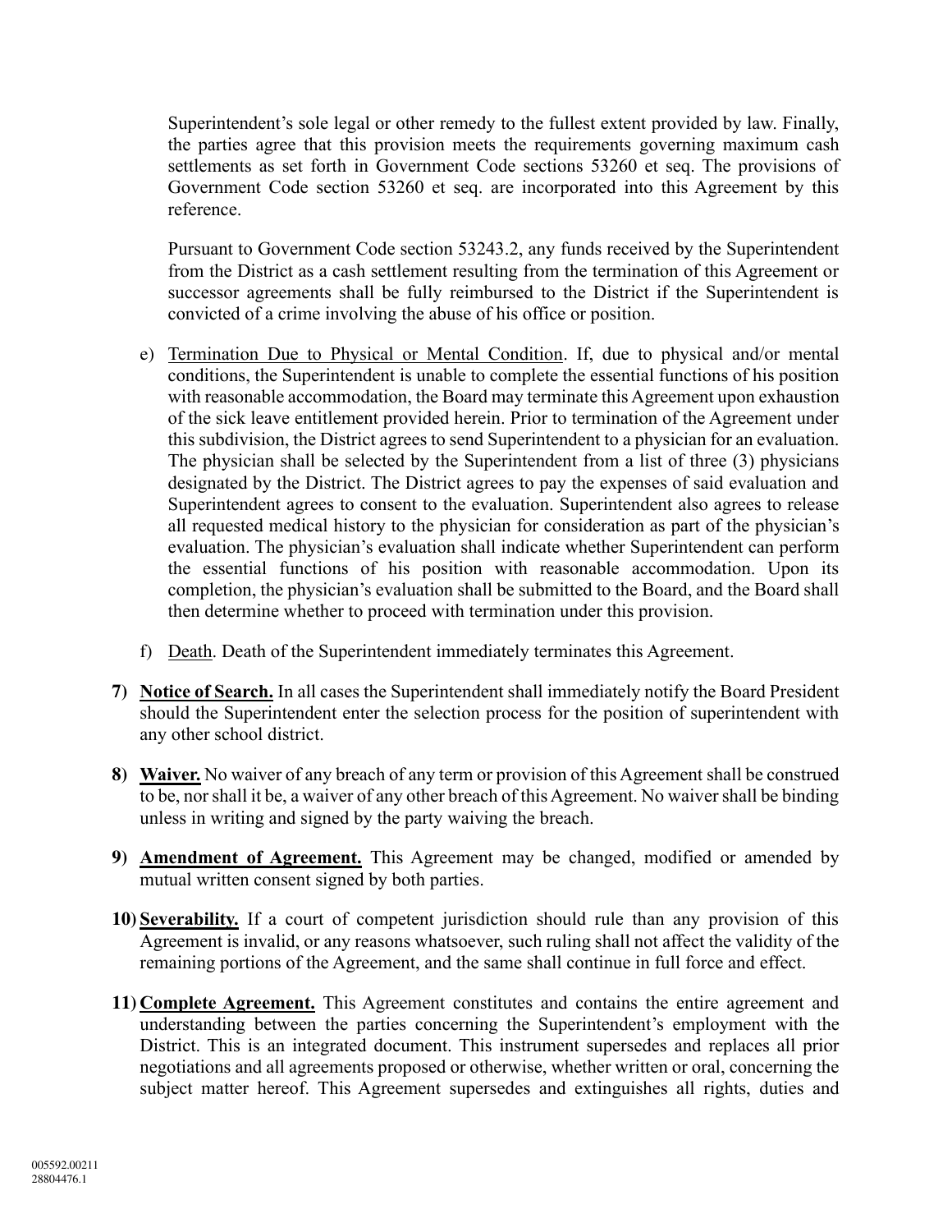Superintendent's sole legal or other remedy to the fullest extent provided by law. Finally, the parties agree that this provision meets the requirements governing maximum cash settlements as set forth in Government Code sections 53260 et seq. The provisions of Government Code section 53260 et seq. are incorporated into this Agreement by this reference.

Pursuant to Government Code section 53243.2, any funds received by the Superintendent from the District as a cash settlement resulting from the termination of this Agreement or successor agreements shall be fully reimbursed to the District if the Superintendent is convicted of a crime involving the abuse of his office or position.

e) Termination Due to Physical or Mental Condition. If, due to physical and/or mental conditions, the Superintendent is unable to complete the essential functions of his position with reasonable accommodation, the Board may terminate this Agreement upon exhaustion of the sick leave entitlement provided herein. Prior to termination of the Agreement under this subdivision, the District agrees to send Superintendent to a physician for an evaluation. The physician shall be selected by the Superintendent from a list of three (3) physicians designated by the District. The District agrees to pay the expenses of said evaluation and Superintendent agrees to consent to the evaluation. Superintendent also agrees to release all requested medical history to the physician for consideration as part of the physician's evaluation. The physician's evaluation shall indicate whether Superintendent can perform the essential functions of his position with reasonable accommodation. Upon its completion, the physician's evaluation shall be submitted to the Board, and the Board shall then determine whether to proceed with termination under this provision.

f) Death. Death of the Superintendent immediately terminates this Agreement.

7) **Notice of Search.** In all cases the Superintendent shall immediately notify the Board President should the Superintendent enter the selection process for the position of superintendent with any other school district.

8) **Waiver.** No waiver of any breach of any term or provision of this Agreement shall be construed to be, nor shall it be, a waiver of any other breach of this Agreement. No waiver shall be binding unless in writing and signed by the party waiving the breach.

9) **Amendment of Agreement.** This Agreement may be changed, modified or amended by mutual written consent signed by both parties.

10) **Severability.** If a court of competent jurisdiction should rule than any provision of this Agreement is invalid, or any reasons whatsoever, such ruling shall not affect the validity of the remaining portions of the Agreement, and the same shall continue in full force and effect.

11) **Complete Agreement.** This Agreement constitutes and contains the entire agreement and understanding between the parties concerning the Superintendent's employment with the District. This is an integrated document. This instrument supersedes and replaces all prior negotiations and all agreements proposed or otherwise, whether written or oral, concerning the subject matter hereof. This Agreement supersedes and extinguishes all rights, duties and

005592.00211
28804476.1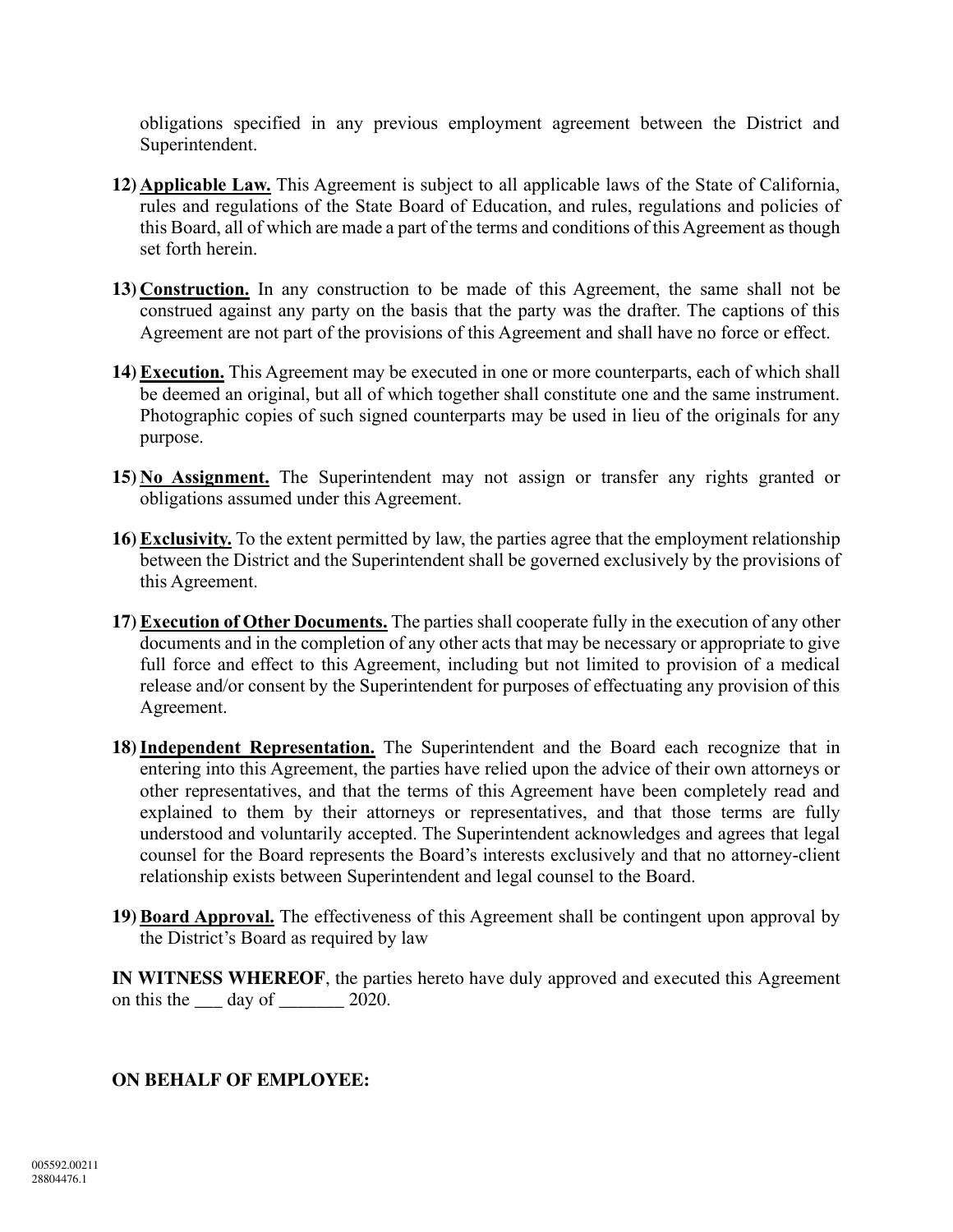obligations specified in any previous employment agreement between the District and Superintendent.

12) **Applicable Law.** This Agreement is subject to all applicable laws of the State of California, rules and regulations of the State Board of Education, and rules, regulations and policies of this Board, all of which are made a part of the terms and conditions of this Agreement as though set forth herein.

13) **Construction.** In any construction to be made of this Agreement, the same shall not be construed against any party on the basis that the party was the drafter. The captions of this Agreement are not part of the provisions of this Agreement and shall have no force or effect.

14) **Execution.** This Agreement may be executed in one or more counterparts, each of which shall be deemed an original, but all of which together shall constitute one and the same instrument. Photographic copies of such signed counterparts may be used in lieu of the originals for any purpose.

15) **No Assignment.** The Superintendent may not assign or transfer any rights granted or obligations assumed under this Agreement.

16) **Exclusivity.** To the extent permitted by law, the parties agree that the employment relationship between the District and the Superintendent shall be governed exclusively by the provisions of this Agreement.

17) **Execution of Other Documents.** The parties shall cooperate fully in the execution of any other documents and in the completion of any other acts that may be necessary or appropriate to give full force and effect to this Agreement, including but not limited to provision of a medical release and/or consent by the Superintendent for purposes of effectuating any provision of this Agreement.

18) **Independent Representation.** The Superintendent and the Board each recognize that in entering into this Agreement, the parties have relied upon the advice of their own attorneys or other representatives, and that the terms of this Agreement have been completely read and explained to them by their attorneys or representatives, and that those terms are fully understood and voluntarily accepted. The Superintendent acknowledges and agrees that legal counsel for the Board represents the Board's interests exclusively and that no attorney-client relationship exists between Superintendent and legal counsel to the Board.

19) **Board Approval.** The effectiveness of this Agreement shall be contingent upon approval by the District's Board as required by law

**IN WITNESS WHEREOF**, the parties hereto have duly approved and executed this Agreement on this the ___ day of _______ 2020.

**ON BEHALF OF EMPLOYEE:**

005592.00211
28804476.1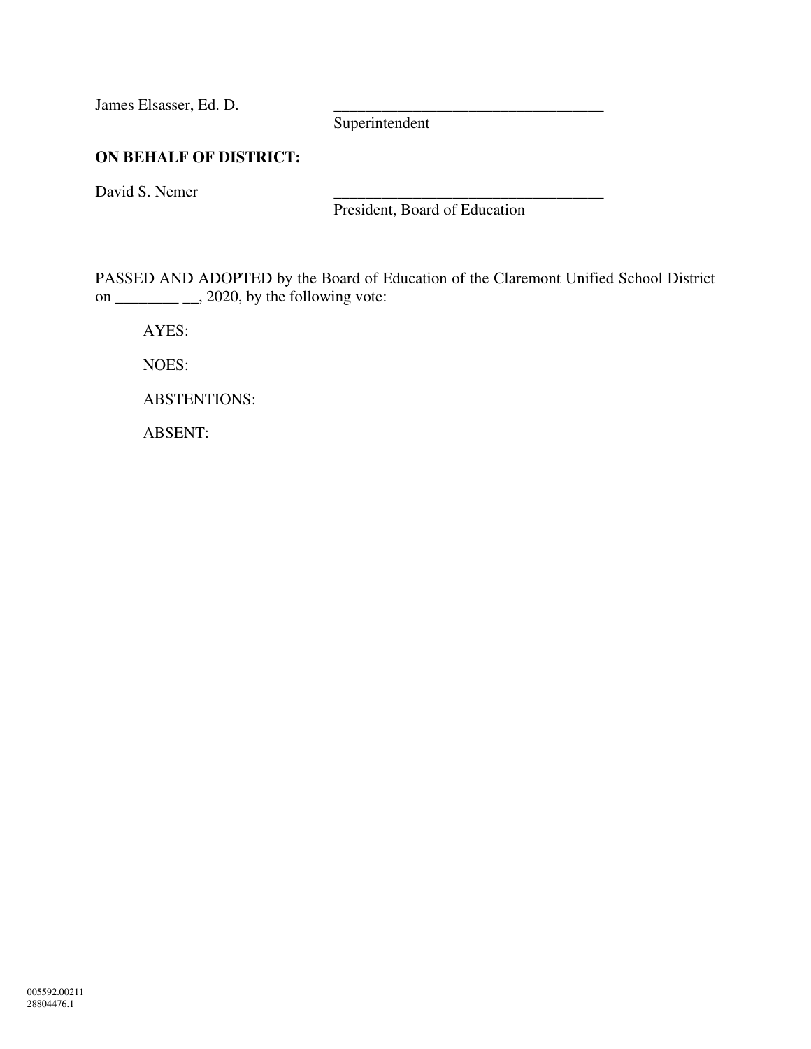James Elsasser, Ed. D. \_\_\_\_\_\_\_\_\_\_\_\_\_\_\_\_\_\_\_\_\_\_\_\_\_\_\_\_\_\_\_\_\_\_
Superintendent

**ON BEHALF OF DISTRICT:**

David S. Nemer \_\_\_\_\_\_\_\_\_\_\_\_\_\_\_\_\_\_\_\_\_\_\_\_\_\_\_\_\_\_\_\_\_\_
President, Board of Education

PASSED AND ADOPTED by the Board of Education of the Claremont Unified School District on ________ __, 2020, by the following vote:

AYES:

NOES:

ABSTENTIONS:

ABSENT:

005592.00211
28804476.1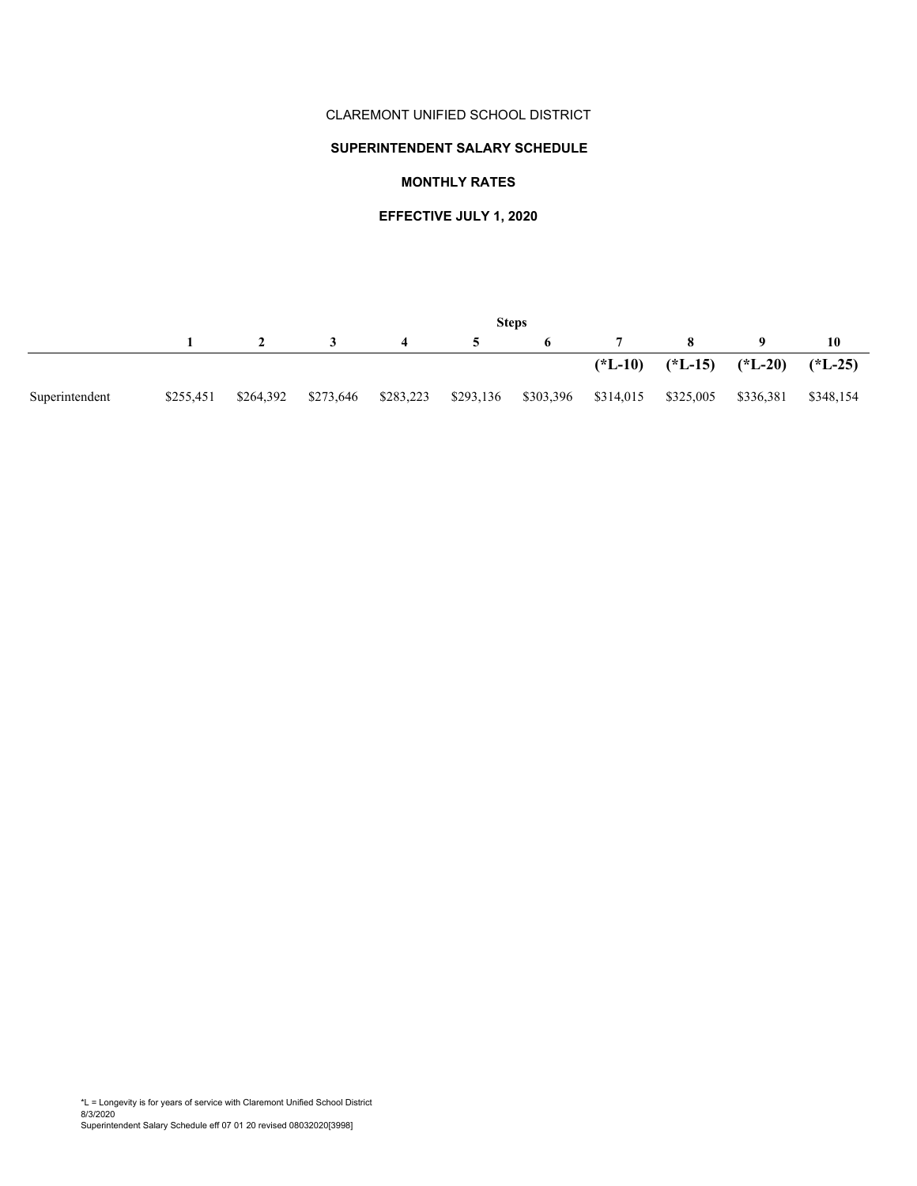CLAREMONT UNIFIED SCHOOL DISTRICT

**SUPERINTENDENT SALARY SCHEDULE**

**MONTHLY RATES**

**EFFECTIVE JULY 1, 2020**

| | Steps | | | | | | | | | |
|---|---|---|---|---|---|---|---|---|---|---|
| | **1** | **2** | **3** | **4** | **5** | **6** | **7** | **8** | **9** | **10** |
| | | | | | | | **(*L-10)** | **(*L-15)** | **(*L-20)** | **(*L-25)** |
| Superintendent | $255,451 | $264,392 | $273,646 | $283,223 | $293,136 | $303,396 | $314,015 | $325,005 | $336,381 | $348,154 |

*L = Longevity is for years of service with Claremont Unified School District
8/3/2020
Superintendent Salary Schedule eff 07 01 20 revised 08032020[3998]